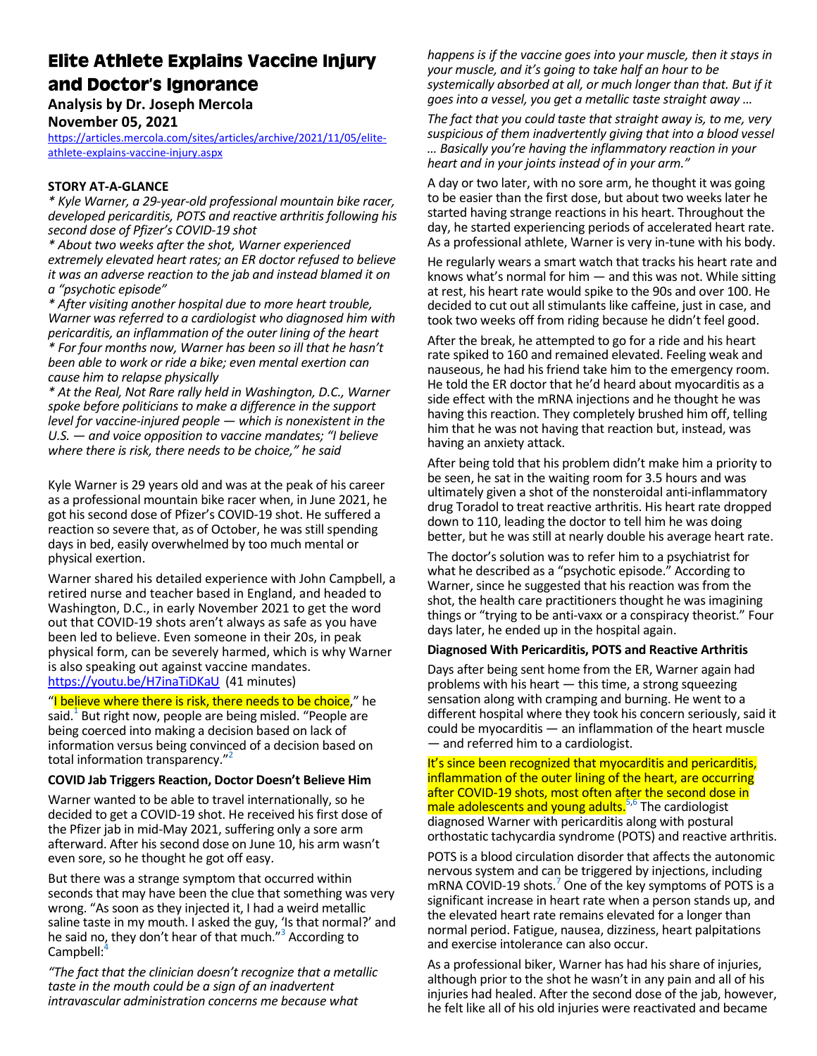# Elite Athlete Explains Vaccine Injury and Doctor's Ignorance

**Analysis by Dr. Joseph Mercola**
**November 05, 2021**

https://articles.mercola.com/sites/articles/archive/2021/11/05/elite-athlete-explains-vaccine-injury.aspx

**STORY AT-A-GLANCE**

*\* Kyle Warner, a 29-year-old professional mountain bike racer, developed pericarditis, POTS and reactive arthritis following his second dose of Pfizer's COVID-19 shot*

*\* About two weeks after the shot, Warner experienced extremely elevated heart rates; an ER doctor refused to believe it was an adverse reaction to the jab and instead blamed it on a "psychotic episode"*

*\* After visiting another hospital due to more heart trouble, Warner was referred to a cardiologist who diagnosed him with pericarditis, an inflammation of the outer lining of the heart*

*\* For four months now, Warner has been so ill that he hasn't been able to work or ride a bike; even mental exertion can cause him to relapse physically*

*\* At the Real, Not Rare rally held in Washington, D.C., Warner spoke before politicians to make a difference in the support level for vaccine-injured people — which is nonexistent in the U.S. — and voice opposition to vaccine mandates; "I believe where there is risk, there needs to be choice," he said*

Kyle Warner is 29 years old and was at the peak of his career as a professional mountain bike racer when, in June 2021, he got his second dose of Pfizer's COVID-19 shot. He suffered a reaction so severe that, as of October, he was still spending days in bed, easily overwhelmed by too much mental or physical exertion.

Warner shared his detailed experience with John Campbell, a retired nurse and teacher based in England, and headed to Washington, D.C., in early November 2021 to get the word out that COVID-19 shots aren't always as safe as you have been led to believe. Even someone in their 20s, in peak physical form, can be severely harmed, which is why Warner is also speaking out against vaccine mandates.
https://youtu.be/H7inaTiDKaU (41 minutes)

"I believe where there is risk, there needs to be choice," he said.[1] But right now, people are being misled. "People are being coerced into making a decision based on lack of information versus being convinced of a decision based on total information transparency."[2]

**COVID Jab Triggers Reaction, Doctor Doesn't Believe Him**

Warner wanted to be able to travel internationally, so he decided to get a COVID-19 shot. He received his first dose of the Pfizer jab in mid-May 2021, suffering only a sore arm afterward. After his second dose on June 10, his arm wasn't even sore, so he thought he got off easy.

But there was a strange symptom that occurred within seconds that may have been the clue that something was very wrong. "As soon as they injected it, I had a weird metallic saline taste in my mouth. I asked the guy, 'Is that normal?' and he said no, they don't hear of that much."[3] According to Campbell:[4]

*"The fact that the clinician doesn't recognize that a metallic taste in the mouth could be a sign of an inadvertent intravascular administration concerns me because what happens is if the vaccine goes into your muscle, then it stays in your muscle, and it's going to take half an hour to be systemically absorbed at all, or much longer than that. But if it goes into a vessel, you get a metallic taste straight away …*

*The fact that you could taste that straight away is, to me, very suspicious of them inadvertently giving that into a blood vessel … Basically you're having the inflammatory reaction in your heart and in your joints instead of in your arm."*

A day or two later, with no sore arm, he thought it was going to be easier than the first dose, but about two weeks later he started having strange reactions in his heart. Throughout the day, he started experiencing periods of accelerated heart rate. As a professional athlete, Warner is very in-tune with his body.

He regularly wears a smart watch that tracks his heart rate and knows what's normal for him — and this was not. While sitting at rest, his heart rate would spike to the 90s and over 100. He decided to cut out all stimulants like caffeine, just in case, and took two weeks off from riding because he didn't feel good.

After the break, he attempted to go for a ride and his heart rate spiked to 160 and remained elevated. Feeling weak and nauseous, he had his friend take him to the emergency room. He told the ER doctor that he'd heard about myocarditis as a side effect with the mRNA injections and he thought he was having this reaction. They completely brushed him off, telling him that he was not having that reaction but, instead, was having an anxiety attack.

After being told that his problem didn't make him a priority to be seen, he sat in the waiting room for 3.5 hours and was ultimately given a shot of the nonsteroidal anti-inflammatory drug Toradol to treat reactive arthritis. His heart rate dropped down to 110, leading the doctor to tell him he was doing better, but he was still at nearly double his average heart rate.

The doctor's solution was to refer him to a psychiatrist for what he described as a "psychotic episode." According to Warner, since he suggested that his reaction was from the shot, the health care practitioners thought he was imagining things or "trying to be anti-vaxx or a conspiracy theorist." Four days later, he ended up in the hospital again.

**Diagnosed With Pericarditis, POTS and Reactive Arthritis**

Days after being sent home from the ER, Warner again had problems with his heart — this time, a strong squeezing sensation along with cramping and burning. He went to a different hospital where they took his concern seriously, said it could be myocarditis — an inflammation of the heart muscle — and referred him to a cardiologist.

It's since been recognized that myocarditis and pericarditis, inflammation of the outer lining of the heart, are occurring after COVID-19 shots, most often after the second dose in male adolescents and young adults.[5,6] The cardiologist diagnosed Warner with pericarditis along with postural orthostatic tachycardia syndrome (POTS) and reactive arthritis.

POTS is a blood circulation disorder that affects the autonomic nervous system and can be triggered by injections, including mRNA COVID-19 shots.[7] One of the key symptoms of POTS is a significant increase in heart rate when a person stands up, and the elevated heart rate remains elevated for a longer than normal period. Fatigue, nausea, dizziness, heart palpitations and exercise intolerance can also occur.

As a professional biker, Warner has had his share of injuries, although prior to the shot he wasn't in any pain and all of his injuries had healed. After the second dose of the jab, however, he felt like all of his old injuries were reactivated and became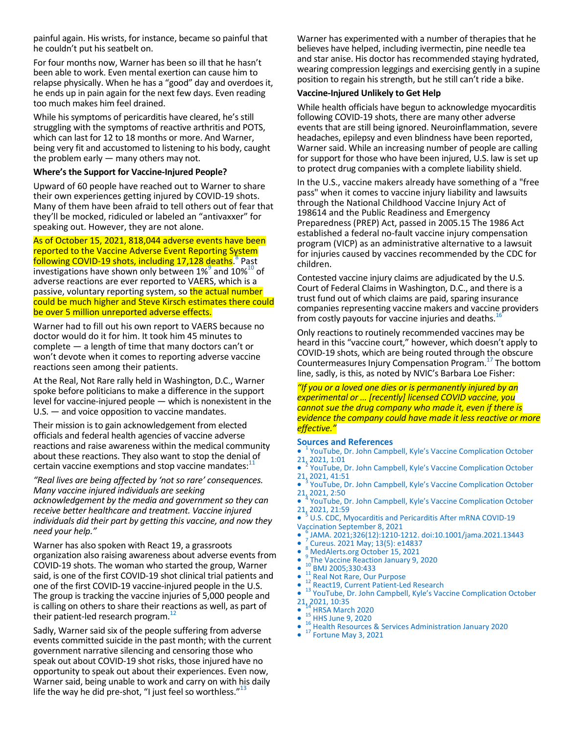painful again. His wrists, for instance, became so painful that he couldn't put his seatbelt on.

For four months now, Warner has been so ill that he hasn't been able to work. Even mental exertion can cause him to relapse physically. When he has a "good" day and overdoes it, he ends up in pain again for the next few days. Even reading too much makes him feel drained.

While his symptoms of pericarditis have cleared, he's still struggling with the symptoms of reactive arthritis and POTS, which can last for 12 to 18 months or more. And Warner, being very fit and accustomed to listening to his body, caught the problem early — many others may not.

**Where's the Support for Vaccine-Injured People?**

Upward of 60 people have reached out to Warner to share their own experiences getting injured by COVID-19 shots. Many of them have been afraid to tell others out of fear that they'll be mocked, ridiculed or labeled an "antivaxxer" for speaking out. However, they are not alone.

As of October 15, 2021, 818,044 adverse events have been reported to the Vaccine Adverse Event Reporting System following COVID-19 shots, including 17,128 deaths.[8] Past investigations have shown only between 1%[9] and 10%[10] of adverse reactions are ever reported to VAERS, which is a passive, voluntary reporting system, so the actual number could be much higher and Steve Kirsch estimates there could be over 5 million unreported adverse effects.

Warner had to fill out his own report to VAERS because no doctor would do it for him. It took him 45 minutes to complete — a length of time that many doctors can't or won't devote when it comes to reporting adverse vaccine reactions seen among their patients.

At the Real, Not Rare rally held in Washington, D.C., Warner spoke before politicians to make a difference in the support level for vaccine-injured people — which is nonexistent in the U.S. — and voice opposition to vaccine mandates.

Their mission is to gain acknowledgement from elected officials and federal health agencies of vaccine adverse reactions and raise awareness within the medical community about these reactions. They also want to stop the denial of certain vaccine exemptions and stop vaccine mandates:[11]

*"Real lives are being affected by 'not so rare' consequences. Many vaccine injured individuals are seeking acknowledgement by the media and government so they can receive better healthcare and treatment. Vaccine injured individuals did their part by getting this vaccine, and now they need your help."*

Warner has also spoken with React 19, a grassroots organization also raising awareness about adverse events from COVID-19 shots. The woman who started the group, Warner said, is one of the first COVID-19 shot clinical trial patients and one of the first COVID-19 vaccine-injured people in the U.S. The group is tracking the vaccine injuries of 5,000 people and is calling on others to share their reactions as well, as part of their patient-led research program.[12]

Sadly, Warner said six of the people suffering from adverse events committed suicide in the past month; with the current government narrative silencing and censoring those who speak out about COVID-19 shot risks, those injured have no opportunity to speak out about their experiences. Even now, Warner said, being unable to work and carry on with his daily life the way he did pre-shot, "I just feel so worthless."[13]

Warner has experimented with a number of therapies that he believes have helped, including ivermectin, pine needle tea and star anise. His doctor has recommended staying hydrated, wearing compression leggings and exercising gently in a supine position to regain his strength, but he still can't ride a bike.

**Vaccine-Injured Unlikely to Get Help**

While health officials have begun to acknowledge myocarditis following COVID-19 shots, there are many other adverse events that are still being ignored. Neuroinflammation, severe headaches, epilepsy and even blindness have been reported, Warner said. While an increasing number of people are calling for support for those who have been injured, U.S. law is set up to protect drug companies with a complete liability shield.

In the U.S., vaccine makers already have something of a "free pass" when it comes to vaccine injury liability and lawsuits through the National Childhood Vaccine Injury Act of 198614 and the Public Readiness and Emergency Preparedness (PREP) Act, passed in 2005.15 The 1986 Act established a federal no-fault vaccine injury compensation program (VICP) as an administrative alternative to a lawsuit for injuries caused by vaccines recommended by the CDC for children.

Contested vaccine injury claims are adjudicated by the U.S. Court of Federal Claims in Washington, D.C., and there is a trust fund out of which claims are paid, sparing insurance companies representing vaccine makers and vaccine providers from costly payouts for vaccine injuries and deaths.[16]

Only reactions to routinely recommended vaccines may be heard in this "vaccine court," however, which doesn't apply to COVID-19 shots, which are being routed through the obscure Countermeasures Injury Compensation Program.[17] The bottom line, sadly, is this, as noted by NVIC's Barbara Loe Fisher:

*"If you or a loved one dies or is permanently injured by an experimental or … [recently] licensed COVID vaccine, you cannot sue the drug company who made it, even if there is evidence the company could have made it less reactive or more effective."*

### Sources and References

- [1] YouTube, Dr. John Campbell, Kyle's Vaccine Complication October 21, 2021, 1:01
- [2] YouTube, Dr. John Campbell, Kyle's Vaccine Complication October 21, 2021, 41:51
- [3] YouTube, Dr. John Campbell, Kyle's Vaccine Complication October 21, 2021, 2:50
- [4] YouTube, Dr. John Campbell, Kyle's Vaccine Complication October 21, 2021, 21:59
- [5] U.S. CDC, Myocarditis and Pericarditis After mRNA COVID-19 Vaccination September 8, 2021
- [6] JAMA. 2021;326(12):1210-1212. doi:10.1001/jama.2021.13443
- [7] Cureus. 2021 May; 13(5): e14837
- [8] MedAlerts.org October 15, 2021
- [9] The Vaccine Reaction January 9, 2020
- [10] BMJ 2005;330:433
- [11] Real Not Rare, Our Purpose
- [12] React19, Current Patient-Led Research
- [13] YouTube, Dr. John Campbell, Kyle's Vaccine Complication October 21, 2021, 10:35
- [14] HRSA March 2020
- [15] HHS June 9, 2020
- [16] Health Resources & Services Administration January 2020
- [17] Fortune May 3, 2021